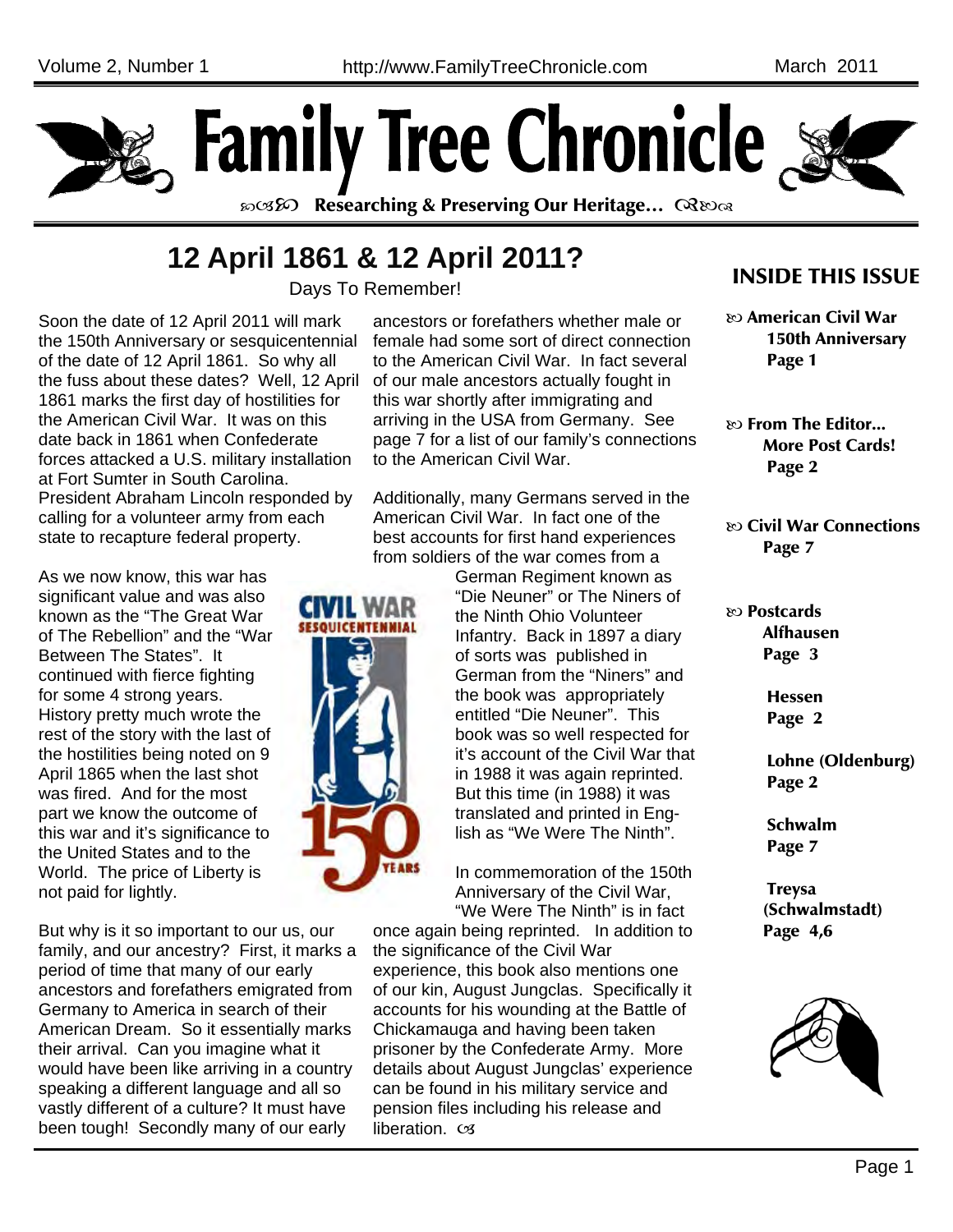# Family Tree Chronicle

Researching & Preserving Our Heritage...

## 12 April 1861 & 12 April 2011?

Days To Remember!

Soon the date of 12 April 2011 will mark the 150th Anniversary or sesquicentennial of the date of 12 April 1861. So why all the fuss about these dates? Well, 12 April 1861 marks the first day of hostilities for the American Civil War. It was on this date back in 1861 when Confederate forces attacked a U.S. military installation at Fort Sumter in South Carolina. President Abraham Lincoln responded by calling for a volunteer army from each state to recapture federal property.

As we now know, this war has significant value and was also known as the "The Great War of The Rebellion" and the "War Between The States". It continued with fierce fighting for some 4 strong years. History pretty much wrote the rest of the story with the last of the hostilities being noted on 9 April 1865 when the last shot was fired. And for the most part we know the outcome of this war and it's significance to the United States and to the World. The price of Liberty is not paid for lightly.

But why is it so important to our us, our family, and our ancestry? First, it marks a period of time that many of our early ancestors and forefathers emigrated from Germany to America in search of their American Dream. So it essentially marks their arrival. Can you imagine what it would have been like arriving in a country speaking a different language and all so vastly different of a culture? It must have been tough! Secondly many of our early ancestors or forefathers whether male or female had some sort of direct connection to the American Civil War. In fact several of our male ancestors actually fought in this war shortly after immigrating and arriving in the USA from Germany. See page 7 for a list of our family's connections to the American Civil War.

Additionally, many Germans served in the American Civil War. In fact one of the best accounts for first hand experiences from soldiers of the war comes from a German Regiment known as "Die Neuner" or The Niners of the Ninth Ohio Volunteer Infantry. Back in 1897 a diary of sorts was published in German from the "Niners" and the book was appropriately entitled "Die Neuner". This book was so well respected for it's account of the Civil War that in 1988 it was again reprinted. But this time (in 1988) it was translated and printed in English as "We Were The Ninth".

In commemoration of the 150th Anniversary of the Civil War, "We Were The Ninth" is in fact once again being reprinted. In addition to the significance of the Civil War experience, this book also mentions one of our kin, August Jungclas. Specifically it accounts for his wounding at the Battle of Chickamauga and having been taken prisoner by the Confederate Army. More details about August Jungclas' experience can be found in his military service and pension files including his release and liberation.

## INSIDE THIS ISSUE

- **American Civil War 150th Anniversary** Page 1
- **From The Editor... More Post Cards!** Page 2
- **Civil War Connections** Page 7
- **Postcards**
  - **Alfhausen** Page 3
  - **Hessen** Page 2
  - **Lohne (Oldenburg)** Page 2
  - **Schwalm** Page 7
  - **Treysa (Schwalmstadt)** Page 4,6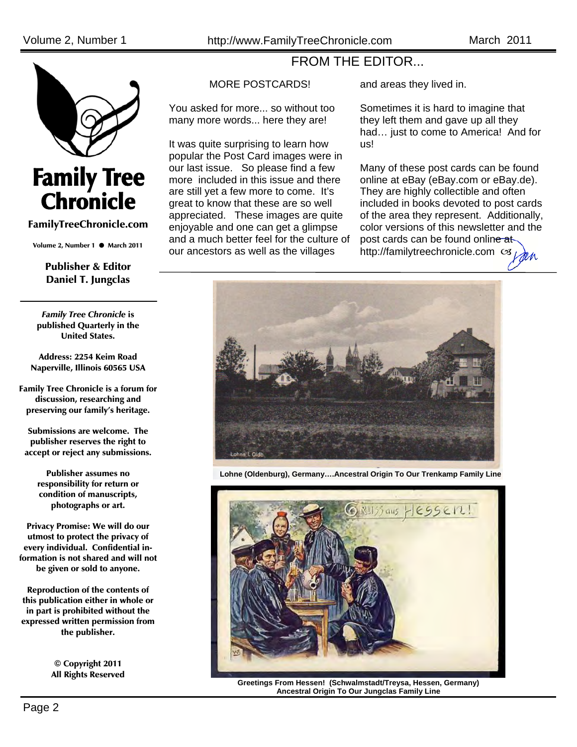Family Tree Chronicle

FamilyTreeChronicle.com

Volume 2, Number 1 ● March 2011

**Publisher & Editor**
**Daniel T. Jungclas**

***Family Tree Chronicle* is published Quarterly in the United States.**

**Address: 2254 Keim Road Naperville, Illinois 60565 USA**

**Family Tree Chronicle is a forum for discussion, researching and preserving our family's heritage.**

**Submissions are welcome. The publisher reserves the right to accept or reject any submissions.**

**Publisher assumes no responsibility for return or condition of manuscripts, photographs or art.**

**Privacy Promise: We will do our utmost to protect the privacy of every individual. Confidential information is not shared and will not be given or sold to anyone.**

**Reproduction of the contents of this publication either in whole or in part is prohibited without the expressed written permission from the publisher.**

**© Copyright 2011**
**All Rights Reserved**

# FROM THE EDITOR...

## MORE POSTCARDS!

You asked for more... so without too many more words... here they are!

It was quite surprising to learn how popular the Post Card images were in our last issue. So please find a few more included in this issue and there are still yet a few more to come. It's great to know that these are so well appreciated. These images are quite enjoyable and one can get a glimpse and a much better feel for the culture of our ancestors as well as the villages and areas they lived in.

Sometimes it is hard to imagine that they left them and gave up all they had… just to come to America! And for us!

Many of these post cards can be found online at eBay (eBay.com or eBay.de). They are highly collectible and often included in books devoted to post cards of the area they represent. Additionally, color versions of this newsletter and the post cards can be found online at http://familytreechronicle.com ☙ Dan

**Lohne (Oldenburg), Germany….Ancestral Origin To Our Trenkamp Family Line**

**Greetings From Hessen! (Schwalmstadt/Treysa, Hessen, Germany) Ancestral Origin To Our Jungclas Family Line**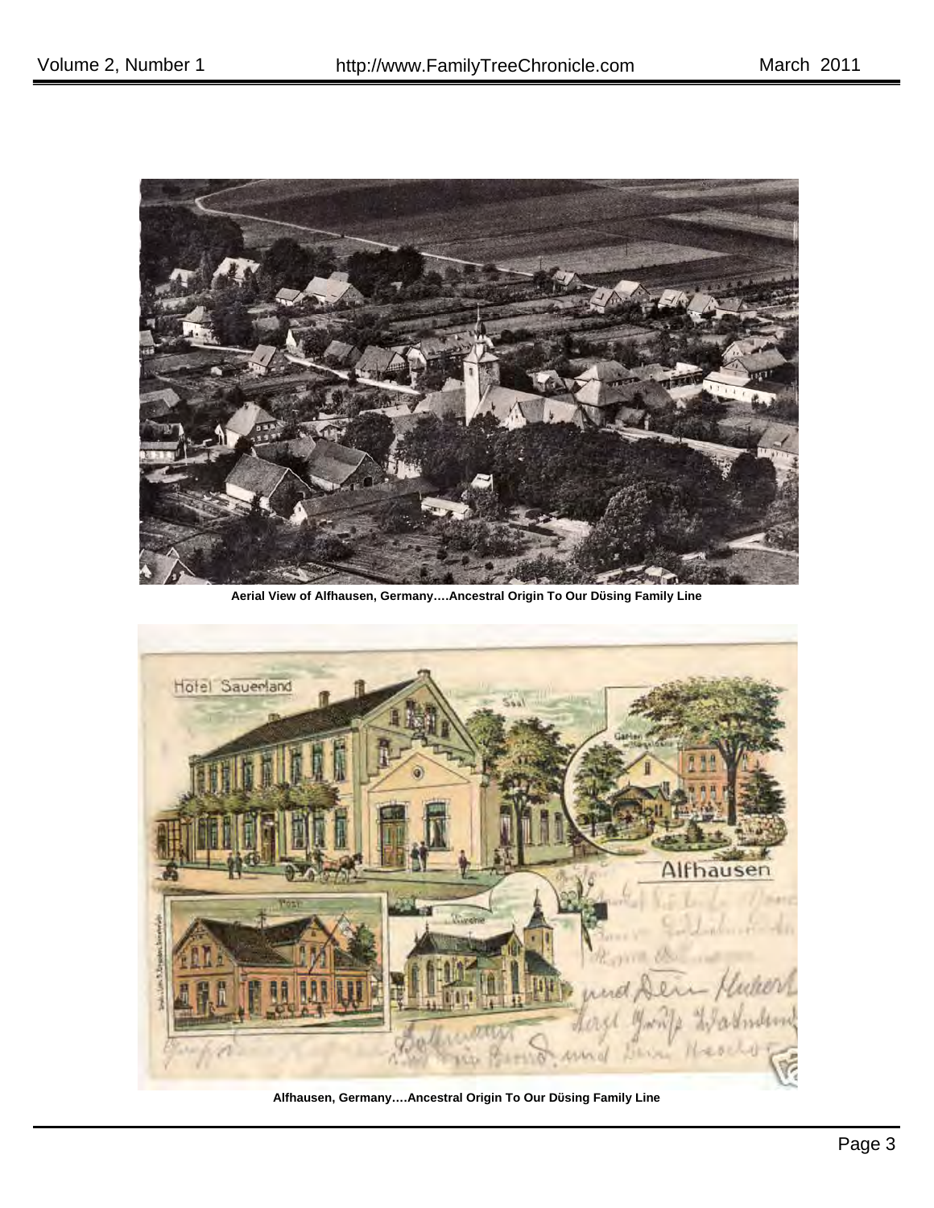Aerial View of Alfhausen, Germany….Ancestral Origin To Our Düsing Family Line

Alfhausen, Germany….Ancestral Origin To Our Düsing Family Line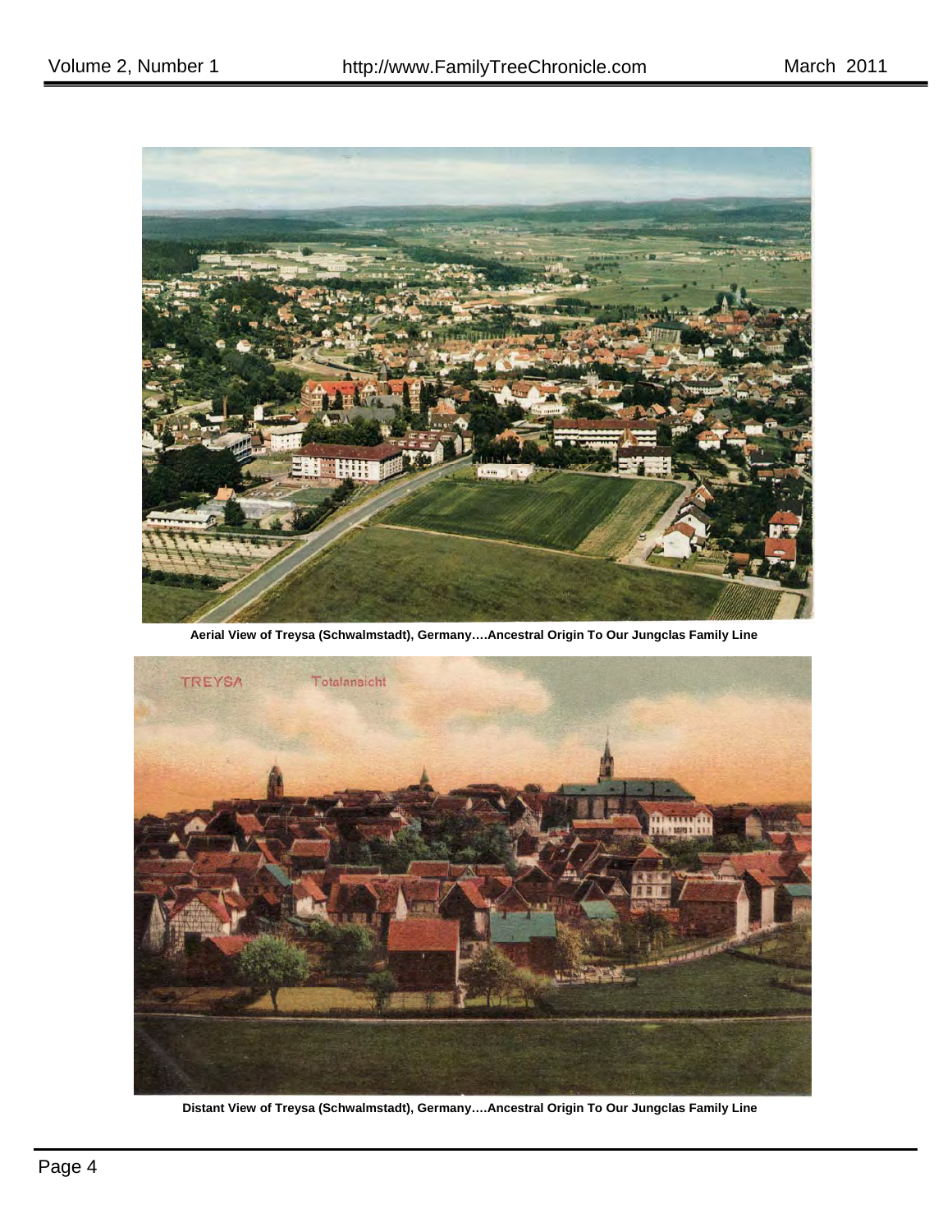Aerial View of Treysa (Schwalmstadt), Germany….Ancestral Origin To Our Jungclas Family Line

Distant View of Treysa (Schwalmstadt), Germany….Ancestral Origin To Our Jungclas Family Line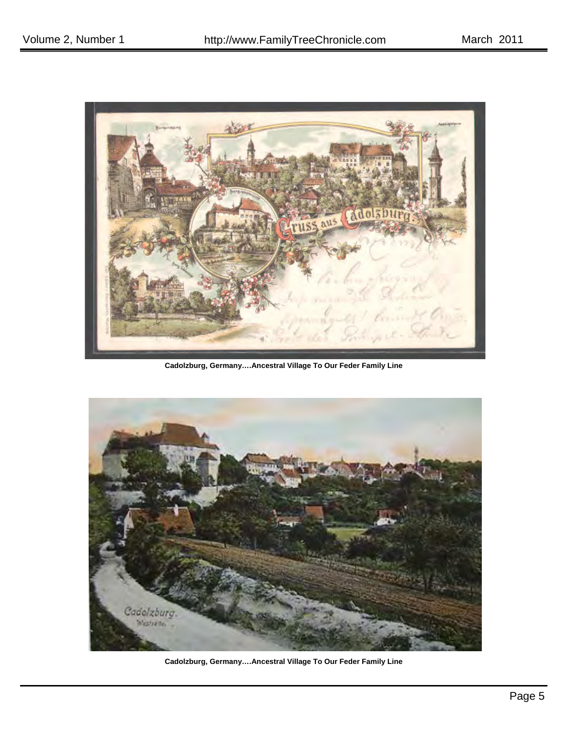Cadolzburg, Germany….Ancestral Village To Our Feder Family Line

Cadolzburg, Germany….Ancestral Village To Our Feder Family Line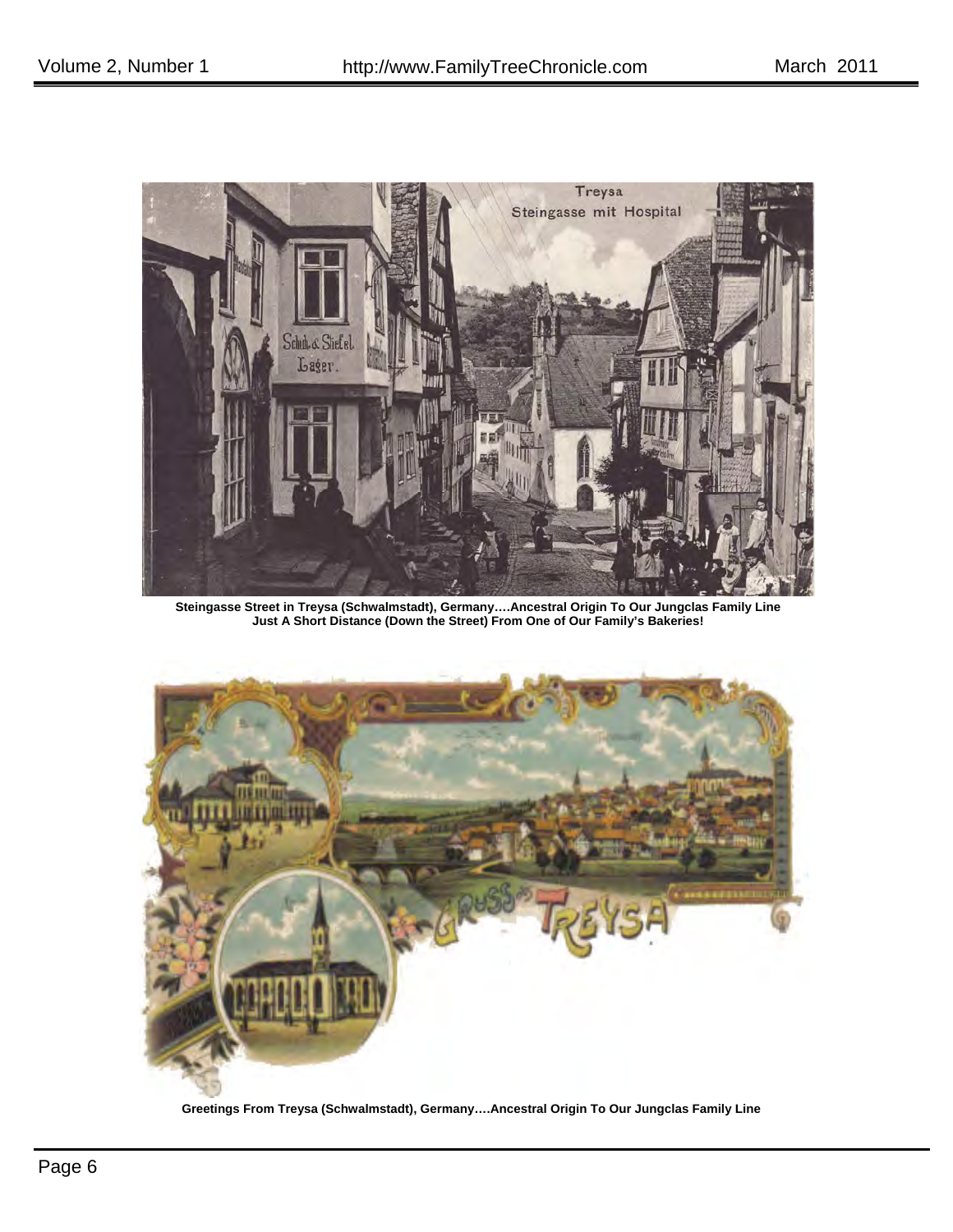Steingasse Street in Treysa (Schwalmstadt), Germany….Ancestral Origin To Our Jungclas Family Line Just A Short Distance (Down the Street) From One of Our Family's Bakeries!

Greetings From Treysa (Schwalmstadt), Germany….Ancestral Origin To Our Jungclas Family Line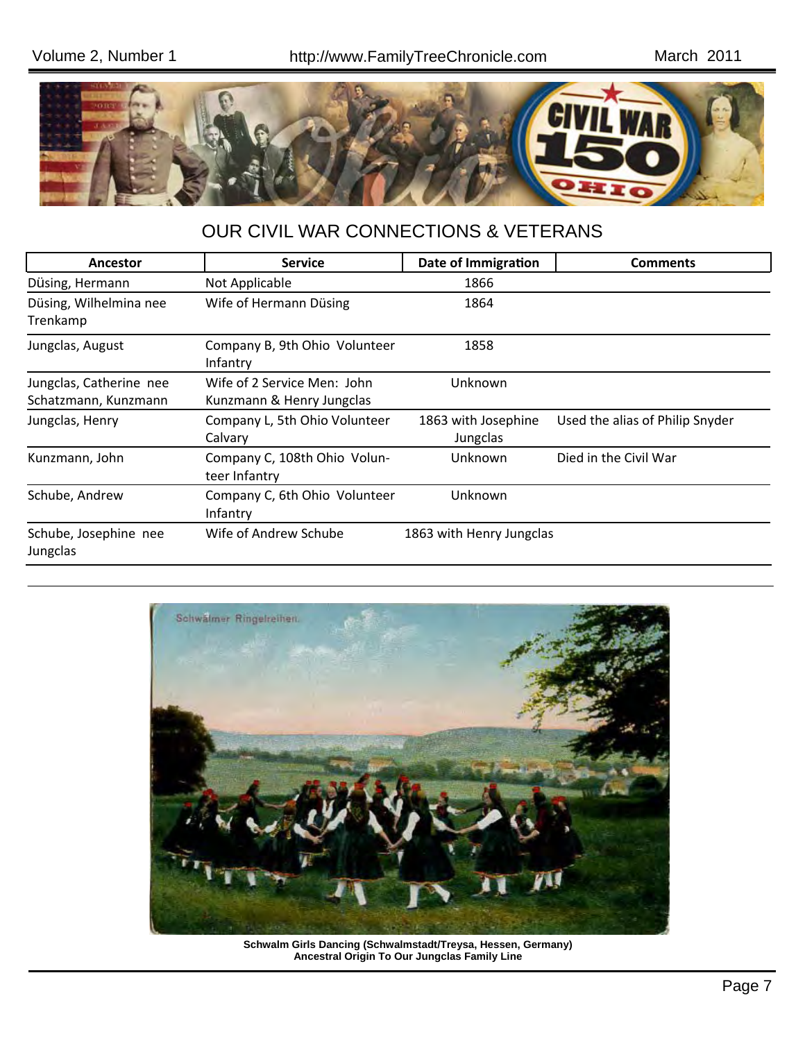## OUR CIVIL WAR CONNECTIONS & VETERANS

| Ancestor | Service | Date of Immigration | Comments |
|---|---|---|---|
| Düsing, Hermann | Not Applicable | 1866 | |
| Düsing, Wilhelmina nee Trenkamp | Wife of Hermann Düsing | 1864 | |
| Jungclas, August | Company B, 9th Ohio Volunteer Infantry | 1858 | |
| Jungclas, Catherine nee Schatzmann, Kunzmann | Wife of 2 Service Men: John Kunzmann & Henry Jungclas | Unknown | |
| Jungclas, Henry | Company L, 5th Ohio Volunteer Calvary | 1863 with Josephine Jungclas | Used the alias of Philip Snyder |
| Kunzmann, John | Company C, 108th Ohio Volunteer Infantry | Unknown | Died in the Civil War |
| Schube, Andrew | Company C, 6th Ohio Volunteer Infantry | Unknown | |
| Schube, Josephine nee Jungclas | Wife of Andrew Schube | 1863 with Henry Jungclas | |

**Schwalm Girls Dancing (Schwalmstadt/Treysa, Hessen, Germany)**
**Ancestral Origin To Our Jungclas Family Line**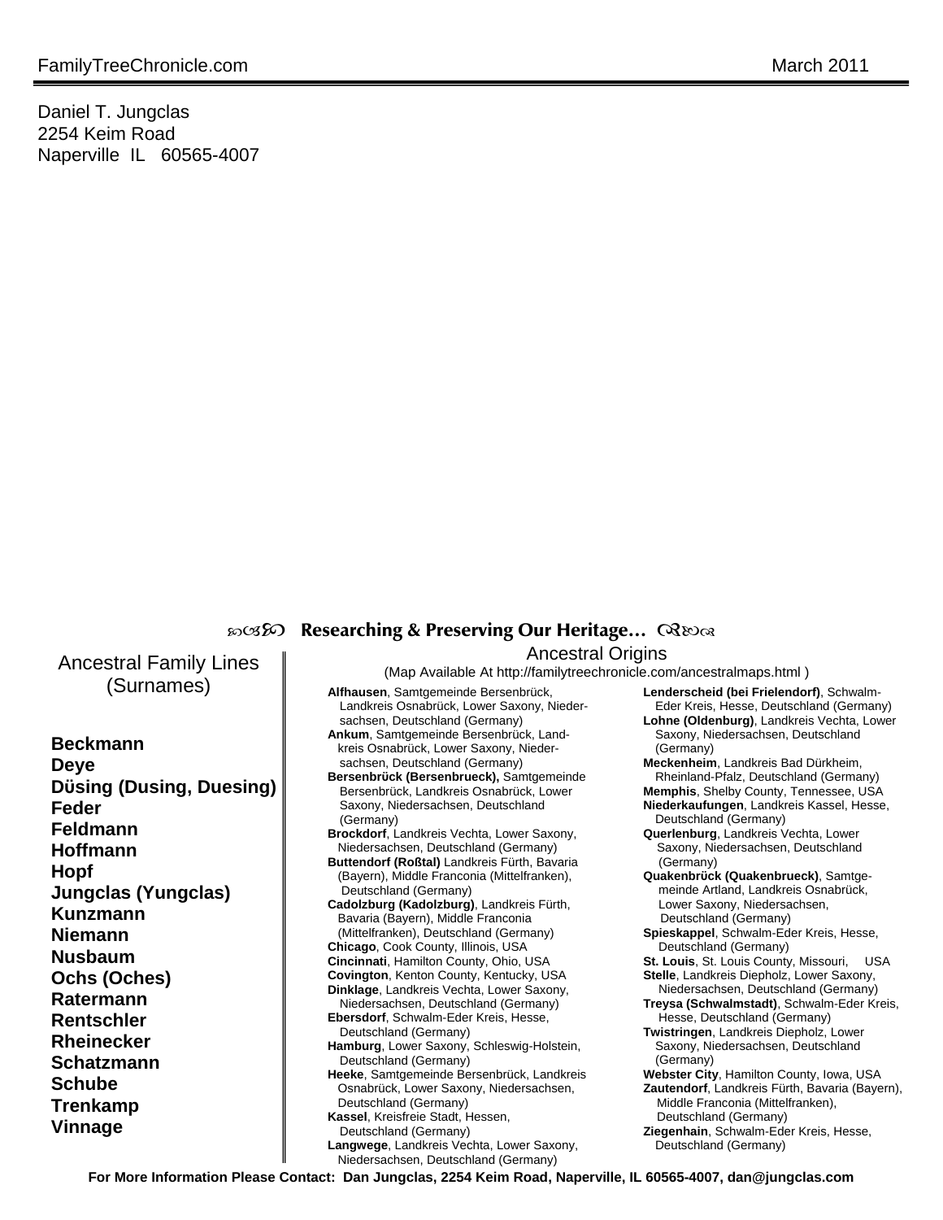Daniel T. Jungclas
2254 Keim Road
Naperville IL 60565-4007

## ꧁ Researching & Preserving Our Heritage… ꧂

### Ancestral Family Lines (Surnames)

**Beckmann**
**Deye**
**Düsing (Dusing, Duesing)**
**Feder**
**Feldmann**
**Hoffmann**
**Hopf**
**Jungclas (Yungclas)**
**Kunzmann**
**Niemann**
**Nusbaum**
**Ochs (Oches)**
**Ratermann**
**Rentschler**
**Rheinecker**
**Schatzmann**
**Schube**
**Trenkamp**
**Vinnage**

### Ancestral Origins

(Map Available At http://familytreechronicle.com/ancestralmaps.html )

**Alfhausen**, Samtgemeinde Bersenbrück, Landkreis Osnabrück, Lower Saxony, Niedersachsen, Deutschland (Germany)
**Ankum**, Samtgemeinde Bersenbrück, Landkreis Osnabrück, Lower Saxony, Niedersachsen, Deutschland (Germany)
**Bersenbrück (Bersenbrueck),** Samtgemeinde Bersenbrück, Landkreis Osnabrück, Lower Saxony, Niedersachsen, Deutschland (Germany)
**Brockdorf**, Landkreis Vechta, Lower Saxony, Niedersachsen, Deutschland (Germany)
**Buttendorf (Roßtal)** Landkreis Fürth, Bavaria (Bayern), Middle Franconia (Mittelfranken), Deutschland (Germany)
**Cadolzburg (Kadolzburg)**, Landkreis Fürth, Bavaria (Bayern), Middle Franconia (Mittelfranken), Deutschland (Germany)
**Chicago**, Cook County, Illinois, USA
**Cincinnati**, Hamilton County, Ohio, USA
**Covington**, Kenton County, Kentucky, USA
**Dinklage**, Landkreis Vechta, Lower Saxony, Niedersachsen, Deutschland (Germany)
**Ebersdorf**, Schwalm-Eder Kreis, Hesse, Deutschland (Germany)
**Hamburg**, Lower Saxony, Schleswig-Holstein, Deutschland (Germany)
**Heeke**, Samtgemeinde Bersenbrück, Landkreis Osnabrück, Lower Saxony, Niedersachsen, Deutschland (Germany)
**Kassel**, Kreisfreie Stadt, Hessen, Deutschland (Germany)
**Langwege**, Landkreis Vechta, Lower Saxony, Niedersachsen, Deutschland (Germany)
**Lenderscheid (bei Frielendorf)**, Schwalm-Eder Kreis, Hesse, Deutschland (Germany)
**Lohne (Oldenburg)**, Landkreis Vechta, Lower Saxony, Niedersachsen, Deutschland (Germany)
**Meckenheim**, Landkreis Bad Dürkheim, Rheinland-Pfalz, Deutschland (Germany)
**Memphis**, Shelby County, Tennessee, USA
**Niederkaufungen**, Landkreis Kassel, Hesse, Deutschland (Germany)
**Querlenburg**, Landkreis Vechta, Lower Saxony, Niedersachsen, Deutschland (Germany)
**Quakenbrück (Quakenbrueck)**, Samtgemeinde Artland, Landkreis Osnabrück, Lower Saxony, Niedersachsen, Deutschland (Germany)
**Spieskappel**, Schwalm-Eder Kreis, Hesse, Deutschland (Germany)
**St. Louis**, St. Louis County, Missouri, USA
**Stelle**, Landkreis Diepholz, Lower Saxony, Niedersachsen, Deutschland (Germany)
**Treysa (Schwalmstadt)**, Schwalm-Eder Kreis, Hesse, Deutschland (Germany)
**Twistringen**, Landkreis Diepholz, Lower Saxony, Niedersachsen, Deutschland (Germany)
**Webster City**, Hamilton County, Iowa, USA
**Zautendorf**, Landkreis Fürth, Bavaria (Bayern), Middle Franconia (Mittelfranken), Deutschland (Germany)
**Ziegenhain**, Schwalm-Eder Kreis, Hesse, Deutschland (Germany)

**For More Information Please Contact: Dan Jungclas, 2254 Keim Road, Naperville, IL 60565-4007, dan@jungclas.com**